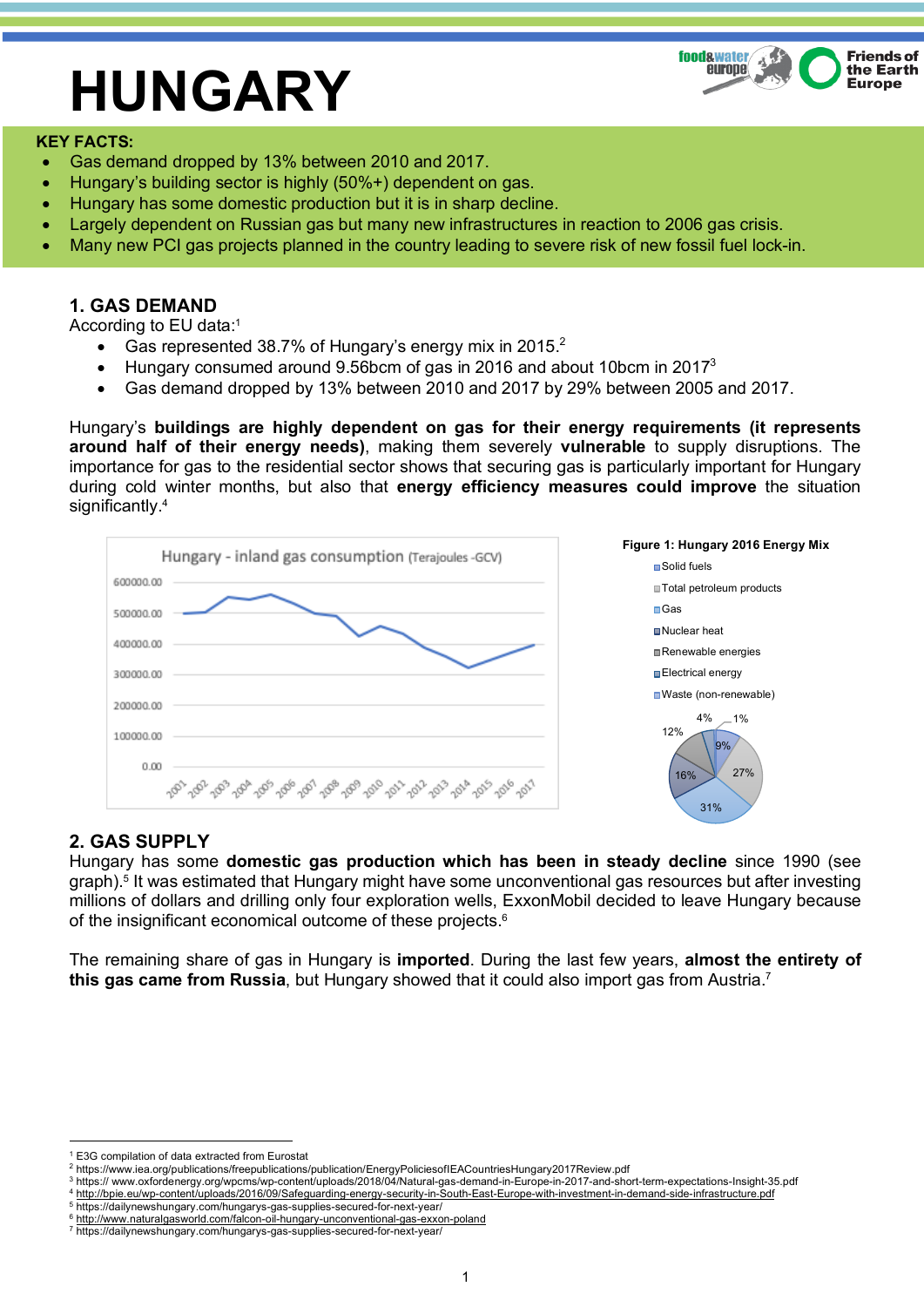# HUNGARY

**KEY FACTS:**

- Gas demand dropped by 13% between 2010 and 2017.
- Hungary's building sector is highly (50%+) dependent on gas.
- Hungary has some domestic production but it is in sharp decline.
- Largely dependent on Russian gas but many new infrastructures in reaction to 2006 gas crisis.
- Many new PCI gas projects planned in the country leading to severe risk of new fossil fuel lock-in.

## 1. GAS DEMAND

According to EU data:[1]

- Gas represented 38.7% of Hungary's energy mix in 2015.[2]
- Hungary consumed around 9.56bcm of gas in 2016 and about 10bcm in 2017[3]
- Gas demand dropped by 13% between 2010 and 2017 by 29% between 2005 and 2017.

Hungary's **buildings are highly dependent on gas for their energy requirements (it represents around half of their energy needs)**, making them severely **vulnerable** to supply disruptions. The importance for gas to the residential sector shows that securing gas is particularly important for Hungary during cold winter months, but also that **energy efficiency measures could improve** the situation significantly.[4]

Hungary - inland gas consumption (Terajoules -GCV)

Figure 1: Hungary 2016 Energy Mix

Solid fuels; Total petroleum products; Gas; Nuclear heat; Renewable energies; Electrical energy; Waste (non-renewable)

## 2. GAS SUPPLY

Hungary has some **domestic gas production which has been in steady decline** since 1990 (see graph).[5] It was estimated that Hungary might have some unconventional gas resources but after investing millions of dollars and drilling only four exploration wells, ExxonMobil decided to leave Hungary because of the insignificant economical outcome of these projects.[6]

The remaining share of gas in Hungary is **imported**. During the last few years, **almost the entirety of this gas came from Russia**, but Hungary showed that it could also import gas from Austria.[7]

---

[1] E3G compilation of data extracted from Eurostat
[2] https://www.iea.org/publications/freepublications/publication/EnergyPoliciesofIEACountriesHungary2017Review.pdf
[3] https:// www.oxfordenergy.org/wpcms/wp-content/uploads/2018/04/Natural-gas-demand-in-Europe-in-2017-and-short-term-expectations-Insight-35.pdf
[4] http://bpie.eu/wp-content/uploads/2016/09/Safeguarding-energy-security-in-South-East-Europe-with-investment-in-demand-side-infrastructure.pdf
[5] https://dailynewshungary.com/hungarys-gas-supplies-secured-for-next-year/
[6] http://www.naturalgasworld.com/falcon-oil-hungary-unconventional-gas-exxon-poland
[7] https://dailynewshungary.com/hungarys-gas-supplies-secured-for-next-year/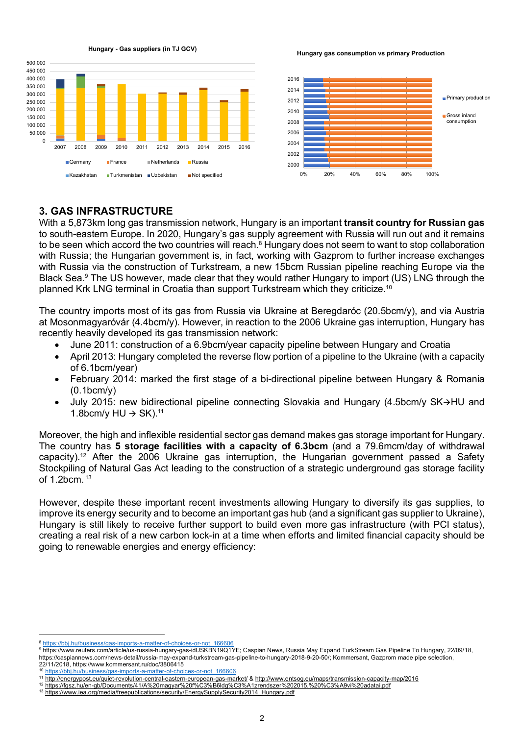**Hungary - Gas suppliers (in TJ GCV)**

**Hungary gas consumption vs primary Production**

## 3. GAS INFRASTRUCTURE

With a 5,873km long gas transmission network, Hungary is an important **transit country for Russian gas** to south-eastern Europe. In 2020, Hungary's gas supply agreement with Russia will run out and it remains to be seen which accord the two countries will reach.[8] Hungary does not seem to want to stop collaboration with Russia; the Hungarian government is, in fact, working with Gazprom to further increase exchanges with Russia via the construction of Turkstream, a new 15bcm Russian pipeline reaching Europe via the Black Sea.[9] The US however, made clear that they would rather Hungary to import (US) LNG through the planned Krk LNG terminal in Croatia than support Turkstream which they criticize.[10]

The country imports most of its gas from Russia via Ukraine at Beregdaróc (20.5bcm/y), and via Austria at Mosonmagyaróvár (4.4bcm/y). However, in reaction to the 2006 Ukraine gas interruption, Hungary has recently heavily developed its gas transmission network:

- June 2011: construction of a 6.9bcm/year capacity pipeline between Hungary and Croatia
- April 2013: Hungary completed the reverse flow portion of a pipeline to the Ukraine (with a capacity of 6.1bcm/year)
- February 2014: marked the first stage of a bi-directional pipeline between Hungary & Romania (0.1bcm/y)
- July 2015: new bidirectional pipeline connecting Slovakia and Hungary (4.5bcm/y SK→HU and 1.8bcm/y HU → SK).[11]

Moreover, the high and inflexible residential sector gas demand makes gas storage important for Hungary. The country has **5 storage facilities with a capacity of 6.3bcm** (and a 79.6mcm/day of withdrawal capacity).[12] After the 2006 Ukraine gas interruption, the Hungarian government passed a Safety Stockpiling of Natural Gas Act leading to the construction of a strategic underground gas storage facility of 1.2bcm.[13]

However, despite these important recent investments allowing Hungary to diversify its gas supplies, to improve its energy security and to become an important gas hub (and a significant gas supplier to Ukraine), Hungary is still likely to receive further support to build even more gas infrastructure (with PCI status), creating a real risk of a new carbon lock-in at a time when efforts and limited financial capacity should be going to renewable energies and energy efficiency:

---

[8] https://bbj.hu/business/gas-imports-a-matter-of-choices-or-not_166606

[9] https://www.reuters.com/article/us-russia-hungary-gas-idUSKBN19Q1YE; Caspian News, Russia May Expand TurkStream Gas Pipeline To Hungary, 22/09/18, https://caspiannews.com/news-detail/russia-may-expand-turkstream-gas-pipeline-to-hungary-2018-9-20-50/; Kommersant, Gazprom made pipe selection, 22/11/2018, https://www.kommersant.ru/doc/3806415

[10] https://bbj.hu/business/gas-imports-a-matter-of-choices-or-not_166606

[11] http://energypost.eu/quiet-revolution-central-eastern-european-gas-market/ & http://www.entsog.eu/maps/transmission-capacity-map/2016

[12] https://fgsz.hu/en-gb/Documents/41/A%20magyar%20f%C3%B6ldg%C3%A1zrendszer%202015.%20%C3%A9vi%20adatai.pdf

[13] https://www.iea.org/media/freepublications/security/EnergySupplySecurity2014_Hungary.pdf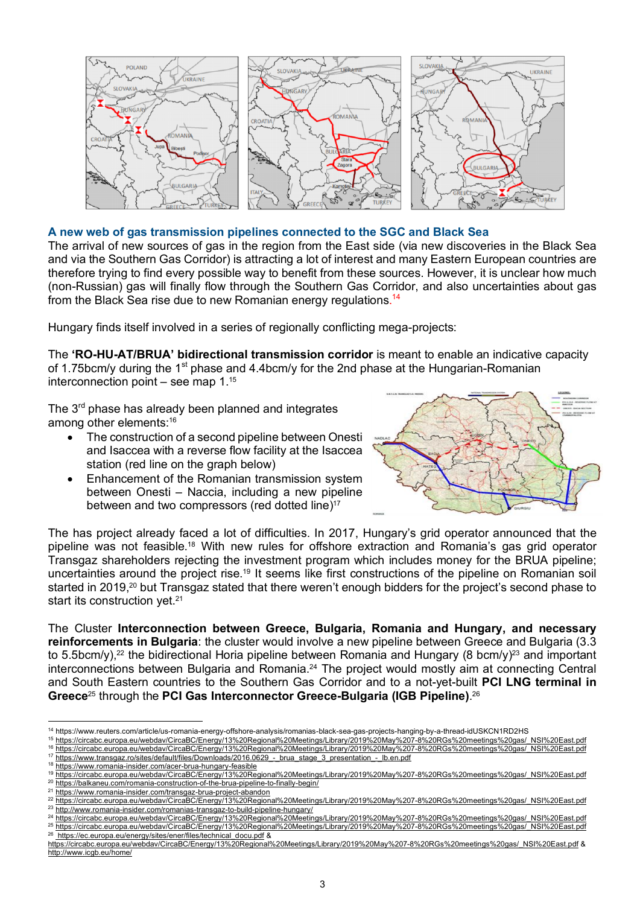## A new web of gas transmission pipelines connected to the SGC and Black Sea

The arrival of new sources of gas in the region from the East side (via new discoveries in the Black Sea and via the Southern Gas Corridor) is attracting a lot of interest and many Eastern European countries are therefore trying to find every possible way to benefit from these sources. However, it is unclear how much (non-Russian) gas will finally flow through the Southern Gas Corridor, and also uncertainties about gas from the Black Sea rise due to new Romanian energy regulations.[14]

Hungary finds itself involved in a series of regionally conflicting mega-projects:

The **'RO-HU-AT/BRUA' bidirectional transmission corridor** is meant to enable an indicative capacity of 1.75bcm/y during the 1st phase and 4.4bcm/y for the 2nd phase at the Hungarian-Romanian interconnection point – see map 1.[15]

The 3rd phase has already been planned and integrates among other elements:[16]

- The construction of a second pipeline between Onesti and Isaccea with a reverse flow facility at the Isaccea station (red line on the graph below)
- Enhancement of the Romanian transmission system between Onesti – Naccia, including a new pipeline between and two compressors (red dotted line)[17]

The has project already faced a lot of difficulties. In 2017, Hungary's grid operator announced that the pipeline was not feasible.[18] With new rules for offshore extraction and Romania's gas grid operator Transgaz shareholders rejecting the investment program which includes money for the BRUA pipeline; uncertainties around the project rise.[19] It seems like first constructions of the pipeline on Romanian soil started in 2019,[20] but Transgaz stated that there weren't enough bidders for the project's second phase to start its construction yet.[21]

The Cluster **Interconnection between Greece, Bulgaria, Romania and Hungary, and necessary reinforcements in Bulgaria**: the cluster would involve a new pipeline between Greece and Bulgaria (3.3 to 5.5bcm/y),[22] the bidirectional Horia pipeline between Romania and Hungary (8 bcm/y)[23] and important interconnections between Bulgaria and Romania.[24] The project would mostly aim at connecting Central and South Eastern countries to the Southern Gas Corridor and to a not-yet-built **PCI LNG terminal in Greece**[25] through the **PCI Gas Interconnector Greece-Bulgaria (IGB Pipeline)**.[26]

---

[14] https://www.reuters.com/article/us-romania-energy-offshore-analysis/romanias-black-sea-gas-projects-hanging-by-a-thread-idUSKCN1RD2HS
[15] https://circabc.europa.eu/webdav/CircaBC/Energy/13%20Regional%20Meetings/Library/2019%20May%207-8%20RGs%20meetings%20gas/_NSI%20East.pdf
[16] https://circabc.europa.eu/webdav/CircaBC/Energy/13%20Regional%20Meetings/Library/2019%20May%207-8%20RGs%20meetings%20gas/_NSI%20East.pdf
[17] https://www.transgaz.ro/sites/default/files/Downloads/2016.0629_-_brua_stage_3_presentation_-_lb.en.pdf
[18] https://www.romania-insider.com/acer-brua-hungary-feasible
[19] https://circabc.europa.eu/webdav/CircaBC/Energy/13%20Regional%20Meetings/Library/2019%20May%207-8%20RGs%20meetings%20gas/_NSI%20East.pdf
[20] https://balkaneu.com/romania-construction-of-the-brua-pipeline-to-finally-begin/
[21] https://www.romania-insider.com/transgaz-brua-project-abandon
[22] https://circabc.europa.eu/webdav/CircaBC/Energy/13%20Regional%20Meetings/Library/2019%20May%207-8%20RGs%20meetings%20gas/_NSI%20East.pdf
[23] http://www.romania-insider.com/romanias-transgaz-to-build-pipeline-hungary/
[24] https://circabc.europa.eu/webdav/CircaBC/Energy/13%20Regional%20Meetings/Library/2019%20May%207-8%20RGs%20meetings%20gas/_NSI%20East.pdf
[25] https://circabc.europa.eu/webdav/CircaBC/Energy/13%20Regional%20Meetings/Library/2019%20May%207-8%20RGs%20meetings%20gas/_NSI%20East.pdf
[26] https://ec.europa.eu/energy/sites/ener/files/technical_docu.pdf & https://circabc.europa.eu/webdav/CircaBC/Energy/13%20Regional%20Meetings/Library/2019%20May%207-8%20RGs%20meetings%20gas/_NSI%20East.pdf & http://www.icgb.eu/home/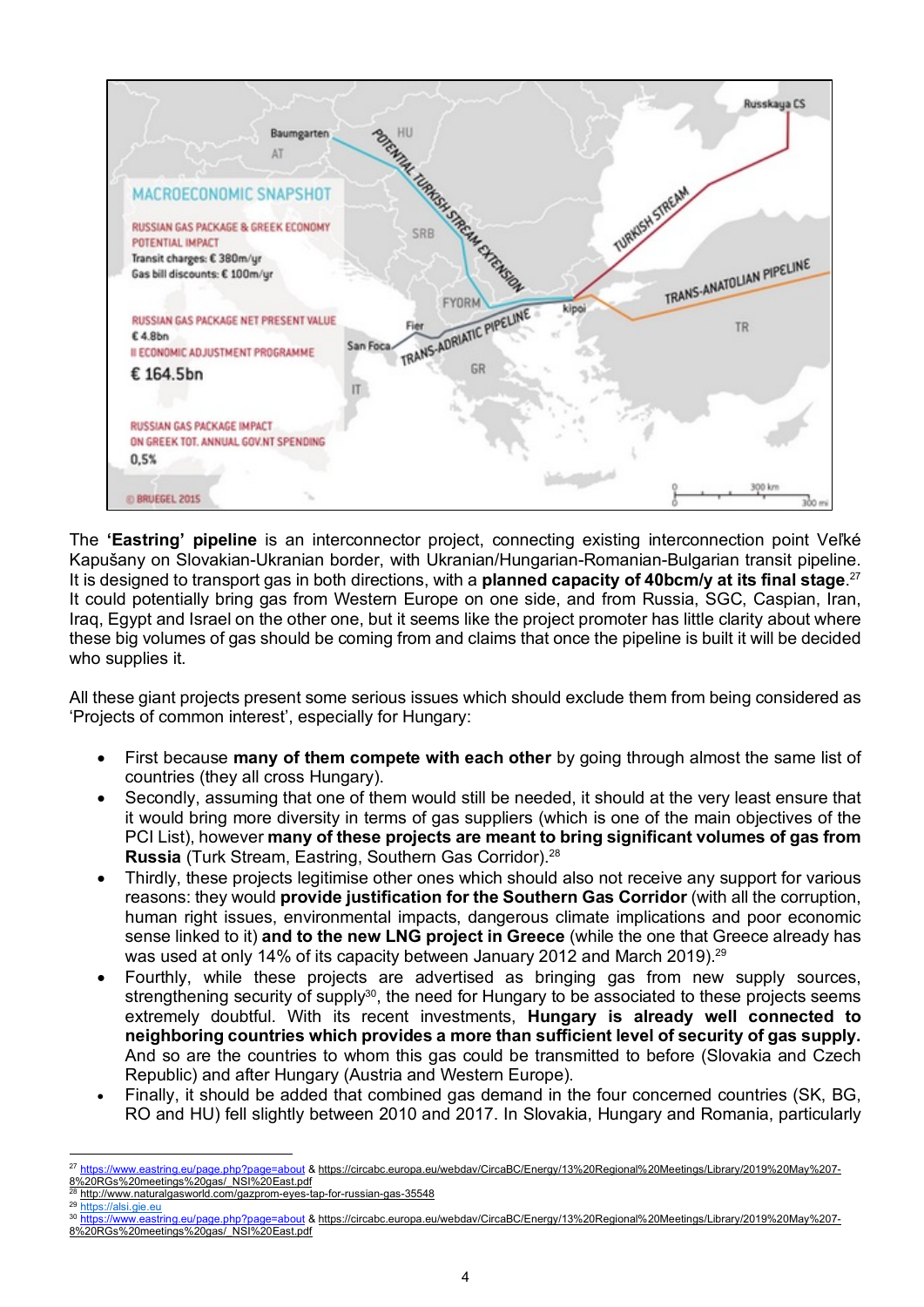The **'Eastring' pipeline** is an interconnector project, connecting existing interconnection point Veľké Kapušany on Slovakian-Ukranian border, with Ukranian/Hungarian-Romanian-Bulgarian transit pipeline. It is designed to transport gas in both directions, with a **planned capacity of 40bcm/y at its final stage**.[27] It could potentially bring gas from Western Europe on one side, and from Russia, SGC, Caspian, Iran, Iraq, Egypt and Israel on the other one, but it seems like the project promoter has little clarity about where these big volumes of gas should be coming from and claims that once the pipeline is built it will be decided who supplies it.

All these giant projects present some serious issues which should exclude them from being considered as 'Projects of common interest', especially for Hungary:

- First because **many of them compete with each other** by going through almost the same list of countries (they all cross Hungary).
- Secondly, assuming that one of them would still be needed, it should at the very least ensure that it would bring more diversity in terms of gas suppliers (which is one of the main objectives of the PCI List), however **many of these projects are meant to bring significant volumes of gas from Russia** (Turk Stream, Eastring, Southern Gas Corridor).[28]
- Thirdly, these projects legitimise other ones which should also not receive any support for various reasons: they would **provide justification for the Southern Gas Corridor** (with all the corruption, human right issues, environmental impacts, dangerous climate implications and poor economic sense linked to it) **and to the new LNG project in Greece** (while the one that Greece already has was used at only 14% of its capacity between January 2012 and March 2019).[29]
- Fourthly, while these projects are advertised as bringing gas from new supply sources, strengthening security of supply[30], the need for Hungary to be associated to these projects seems extremely doubtful. With its recent investments, **Hungary is already well connected to neighboring countries which provides a more than sufficient level of security of gas supply.** And so are the countries to whom this gas could be transmitted to before (Slovakia and Czech Republic) and after Hungary (Austria and Western Europe).
- Finally, it should be added that combined gas demand in the four concerned countries (SK, BG, RO and HU) fell slightly between 2010 and 2017. In Slovakia, Hungary and Romania, particularly

[27] https://www.eastring.eu/page.php?page=about & https://circabc.europa.eu/webdav/CircaBC/Energy/13%20Regional%20Meetings/Library/2019%20May%207-8%20RGs%20meetings%20gas/_NSI%20East.pdf

[28] http://www.naturalgasworld.com/gazprom-eyes-tap-for-russian-gas-35548

[29] https://alsi.gie.eu

[30] https://www.eastring.eu/page.php?page=about & https://circabc.europa.eu/webdav/CircaBC/Energy/13%20Regional%20Meetings/Library/2019%20May%207-8%20RGs%20meetings%20gas/_NSI%20East.pdf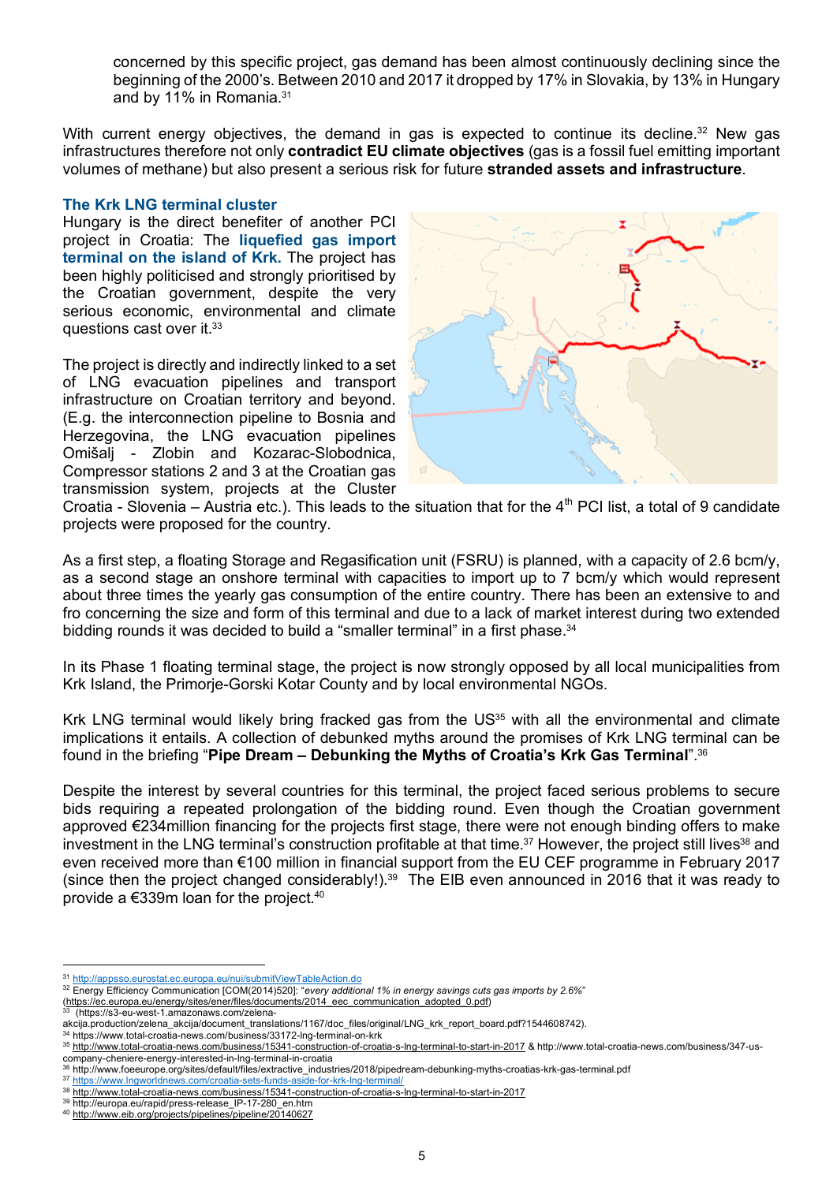concerned by this specific project, gas demand has been almost continuously declining since the beginning of the 2000's. Between 2010 and 2017 it dropped by 17% in Slovakia, by 13% in Hungary and by 11% in Romania.[31]

With current energy objectives, the demand in gas is expected to continue its decline.[32] New gas infrastructures therefore not only **contradict EU climate objectives** (gas is a fossil fuel emitting important volumes of methane) but also present a serious risk for future **stranded assets and infrastructure**.

### The Krk LNG terminal cluster

Hungary is the direct benefiter of another PCI project in Croatia: The **liquefied gas import terminal on the island of Krk.** The project has been highly politicised and strongly prioritised by the Croatian government, despite the very serious economic, environmental and climate questions cast over it.[33]

The project is directly and indirectly linked to a set of LNG evacuation pipelines and transport infrastructure on Croatian territory and beyond. (E.g. the interconnection pipeline to Bosnia and Herzegovina, the LNG evacuation pipelines Omišalj - Zlobin and Kozarac-Slobodnica, Compressor stations 2 and 3 at the Croatian gas transmission system, projects at the Cluster Croatia - Slovenia – Austria etc.). This leads to the situation that for the 4th PCI list, a total of 9 candidate projects were proposed for the country.

As a first step, a floating Storage and Regasification unit (FSRU) is planned, with a capacity of 2.6 bcm/y, as a second stage an onshore terminal with capacities to import up to 7 bcm/y which would represent about three times the yearly gas consumption of the entire country. There has been an extensive to and fro concerning the size and form of this terminal and due to a lack of market interest during two extended bidding rounds it was decided to build a "smaller terminal" in a first phase.[34]

In its Phase 1 floating terminal stage, the project is now strongly opposed by all local municipalities from Krk Island, the Primorje-Gorski Kotar County and by local environmental NGOs.

Krk LNG terminal would likely bring fracked gas from the US[35] with all the environmental and climate implications it entails. A collection of debunked myths around the promises of Krk LNG terminal can be found in the briefing "**Pipe Dream – Debunking the Myths of Croatia's Krk Gas Terminal**".[36]

Despite the interest by several countries for this terminal, the project faced serious problems to secure bids requiring a repeated prolongation of the bidding round. Even though the Croatian government approved €234million financing for the projects first stage, there were not enough binding offers to make investment in the LNG terminal's construction profitable at that time.[37] However, the project still lives[38] and even received more than €100 million in financial support from the EU CEF programme in February 2017 (since then the project changed considerably!).[39] The EIB even announced in 2016 that it was ready to provide a €339m loan for the project.[40]

---

[31] http://appsso.eurostat.ec.europa.eu/nui/submitViewTableAction.do

[32] Energy Efficiency Communication [COM(2014)520]: "*every additional 1% in energy savings cuts gas imports by 2.6%*" (https://ec.europa.eu/energy/sites/ener/files/documents/2014_eec_communication_adopted_0.pdf)

[33] (https://s3-eu-west-1.amazonaws.com/zelena-akcija.production/zelena_akcija/document_translations/1167/doc_files/original/LNG_krk_report_board.pdf?1544608742).

[34] https://www.total-croatia-news.com/business/33172-lng-terminal-on-krk

[35] http://www.total-croatia-news.com/business/15341-construction-of-croatia-s-lng-terminal-to-start-in-2017 & http://www.total-croatia-news.com/business/347-us-company-cheniere-energy-interested-in-lng-terminal-in-croatia

[36] http://www.foeeurope.org/sites/default/files/extractive_industries/2018/pipedream-debunking-myths-croatias-krk-gas-terminal.pdf

[37] https://www.lngworldnews.com/croatia-sets-funds-aside-for-krk-lng-terminal/

[38] http://www.total-croatia-news.com/business/15341-construction-of-croatia-s-lng-terminal-to-start-in-2017

[39] http://europa.eu/rapid/press-release_IP-17-280_en.htm

[40] http://www.eib.org/projects/pipelines/pipeline/20140627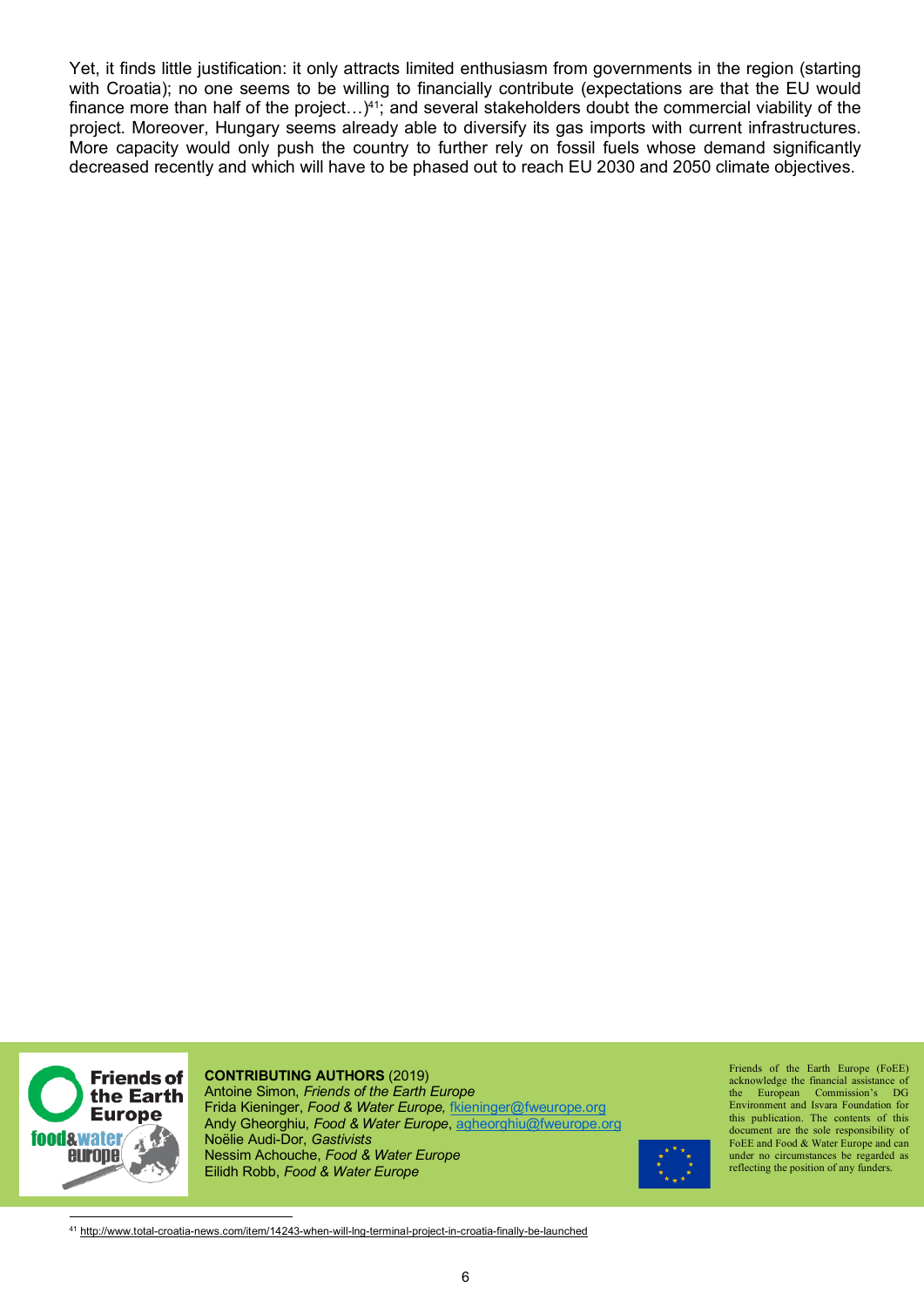Yet, it finds little justification: it only attracts limited enthusiasm from governments in the region (starting with Croatia); no one seems to be willing to financially contribute (expectations are that the EU would finance more than half of the project…)[41]; and several stakeholders doubt the commercial viability of the project. Moreover, Hungary seems already able to diversify its gas imports with current infrastructures. More capacity would only push the country to further rely on fossil fuels whose demand significantly decreased recently and which will have to be phased out to reach EU 2030 and 2050 climate objectives.

**CONTRIBUTING AUTHORS** (2019)
Antoine Simon, *Friends of the Earth Europe*
Frida Kieninger, *Food & Water Europe,* fkieninger@fweurope.org
Andy Gheorghiu, *Food & Water Europe*, agheorghiu@fweurope.org
Noëlie Audi-Dor, *Gastivists*
Nessim Achouche, *Food & Water Europe*
Eilidh Robb, *Food & Water Europe*

Friends of the Earth Europe (FoEE) acknowledge the financial assistance of the European Commission's DG Environment and Isvara Foundation for this publication. The contents of this document are the sole responsibility of FoEE and Food & Water Europe and can under no circumstances be regarded as reflecting the position of any funders.

[41] http://www.total-croatia-news.com/item/14243-when-will-lng-terminal-project-in-croatia-finally-be-launched